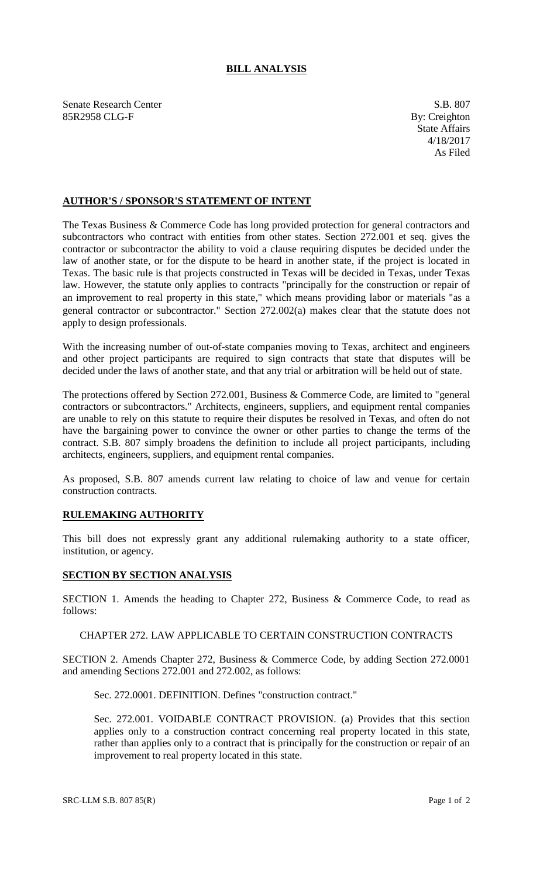# BILL ANALYSIS

Senate Research Center S.B. 807
85R2958 CLG-F By: Creighton
State Affairs
4/18/2017
As Filed

## AUTHOR'S / SPONSOR'S STATEMENT OF INTENT

The Texas Business & Commerce Code has long provided protection for general contractors and subcontractors who contract with entities from other states. Section 272.001 et seq. gives the contractor or subcontractor the ability to void a clause requiring disputes be decided under the law of another state, or for the dispute to be heard in another state, if the project is located in Texas. The basic rule is that projects constructed in Texas will be decided in Texas, under Texas law. However, the statute only applies to contracts "principally for the construction or repair of an improvement to real property in this state," which means providing labor or materials "as a general contractor or subcontractor." Section 272.002(a) makes clear that the statute does not apply to design professionals.

With the increasing number of out-of-state companies moving to Texas, architect and engineers and other project participants are required to sign contracts that state that disputes will be decided under the laws of another state, and that any trial or arbitration will be held out of state.

The protections offered by Section 272.001, Business & Commerce Code, are limited to "general contractors or subcontractors." Architects, engineers, suppliers, and equipment rental companies are unable to rely on this statute to require their disputes be resolved in Texas, and often do not have the bargaining power to convince the owner or other parties to change the terms of the contract. S.B. 807 simply broadens the definition to include all project participants, including architects, engineers, suppliers, and equipment rental companies.

As proposed, S.B. 807 amends current law relating to choice of law and venue for certain construction contracts.

## RULEMAKING AUTHORITY

This bill does not expressly grant any additional rulemaking authority to a state officer, institution, or agency.

## SECTION BY SECTION ANALYSIS

SECTION 1. Amends the heading to Chapter 272, Business & Commerce Code, to read as follows:

CHAPTER 272. LAW APPLICABLE TO CERTAIN CONSTRUCTION CONTRACTS

SECTION 2. Amends Chapter 272, Business & Commerce Code, by adding Section 272.0001 and amending Sections 272.001 and 272.002, as follows:

Sec. 272.0001. DEFINITION. Defines "construction contract."

Sec. 272.001. VOIDABLE CONTRACT PROVISION. (a) Provides that this section applies only to a construction contract concerning real property located in this state, rather than applies only to a contract that is principally for the construction or repair of an improvement to real property located in this state.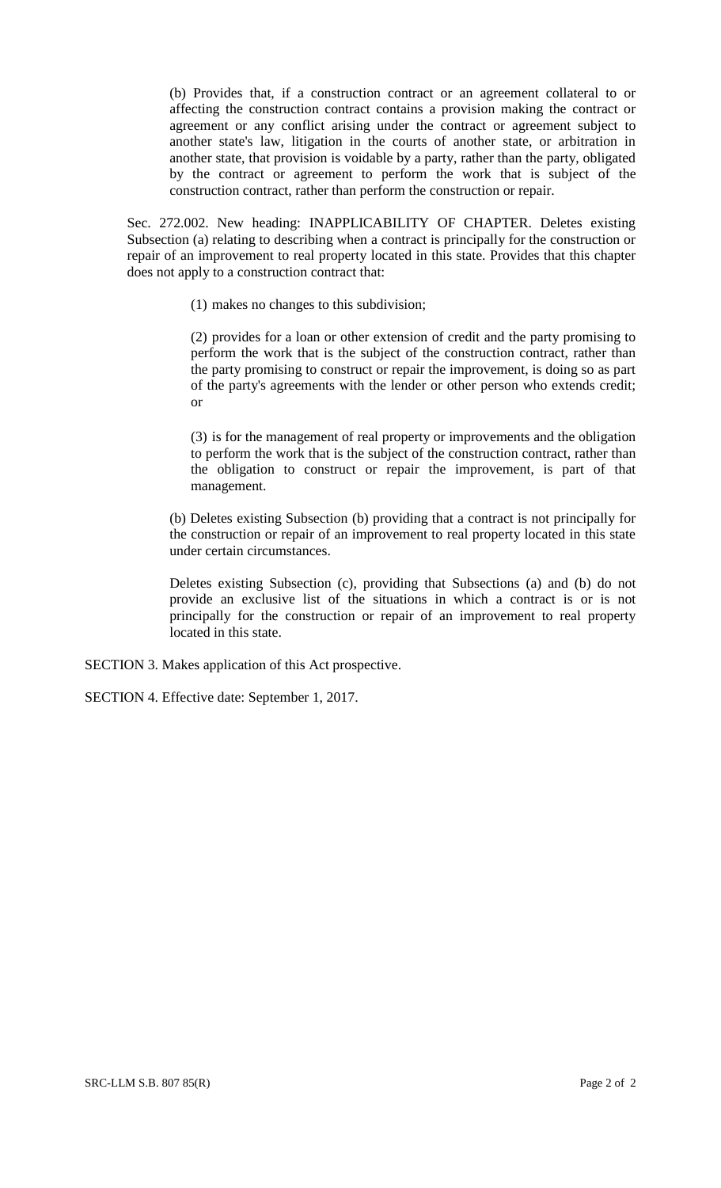(b) Provides that, if a construction contract or an agreement collateral to or affecting the construction contract contains a provision making the contract or agreement or any conflict arising under the contract or agreement subject to another state's law, litigation in the courts of another state, or arbitration in another state, that provision is voidable by a party, rather than the party, obligated by the contract or agreement to perform the work that is subject of the construction contract, rather than perform the construction or repair.

Sec. 272.002. New heading: INAPPLICABILITY OF CHAPTER. Deletes existing Subsection (a) relating to describing when a contract is principally for the construction or repair of an improvement to real property located in this state. Provides that this chapter does not apply to a construction contract that:

(1) makes no changes to this subdivision;

(2) provides for a loan or other extension of credit and the party promising to perform the work that is the subject of the construction contract, rather than the party promising to construct or repair the improvement, is doing so as part of the party's agreements with the lender or other person who extends credit; or

(3) is for the management of real property or improvements and the obligation to perform the work that is the subject of the construction contract, rather than the obligation to construct or repair the improvement, is part of that management.

(b) Deletes existing Subsection (b) providing that a contract is not principally for the construction or repair of an improvement to real property located in this state under certain circumstances.

Deletes existing Subsection (c), providing that Subsections (a) and (b) do not provide an exclusive list of the situations in which a contract is or is not principally for the construction or repair of an improvement to real property located in this state.

SECTION 3. Makes application of this Act prospective.

SECTION 4. Effective date: September 1, 2017.